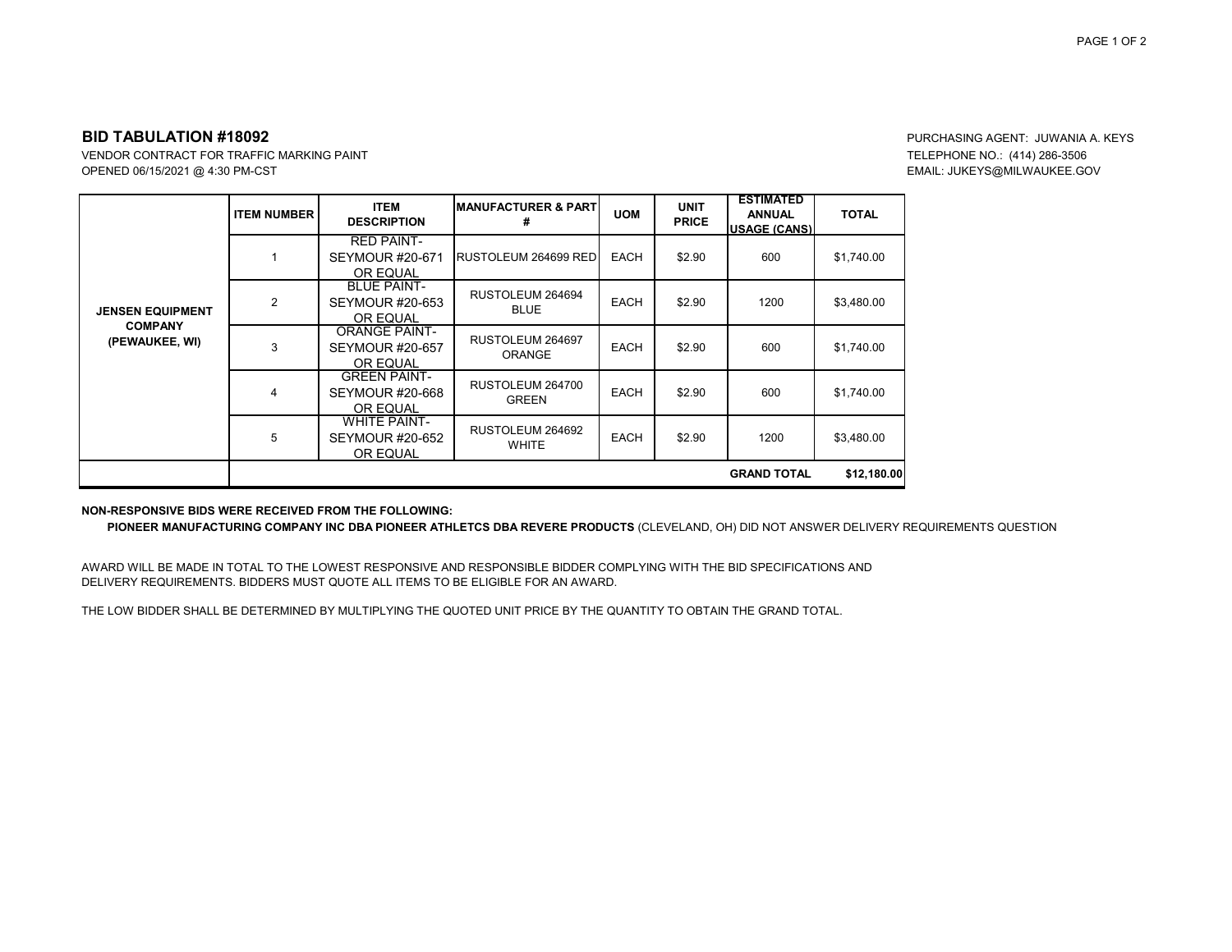## BID TABULATION #18092

VENDOR CONTRACT FOR TRAFFIC MARKING PAINT
OPENED 06/15/2021 @ 4:30 PM-CST

PURCHASING AGENT: JUWANIA A. KEYS
TELEPHONE NO.: (414) 286-3506
EMAIL: JUKEYS@MILWAUKEE.GOV

| | ITEM NUMBER | ITEM DESCRIPTION | MANUFACTURER & PART # | UOM | UNIT PRICE | ESTIMATED ANNUAL USAGE (CANS) | TOTAL |
|---|---|---|---|---|---|---|---|
| **JENSEN EQUIPMENT COMPANY (PEWAUKEE, WI)** | 1 | RED PAINT- SEYMOUR #20-671 OR EQUAL | RUSTOLEUM 264699 RED | EACH | $2.90 | 600 | $1,740.00 |
| | 2 | BLUE PAINT- SEYMOUR #20-653 OR EQUAL | RUSTOLEUM 264694 BLUE | EACH | $2.90 | 1200 | $3,480.00 |
| | 3 | ORANGE PAINT- SEYMOUR #20-657 OR EQUAL | RUSTOLEUM 264697 ORANGE | EACH | $2.90 | 600 | $1,740.00 |
| | 4 | GREEN PAINT- SEYMOUR #20-668 OR EQUAL | RUSTOLEUM 264700 GREEN | EACH | $2.90 | 600 | $1,740.00 |
| | 5 | WHITE PAINT- SEYMOUR #20-652 OR EQUAL | RUSTOLEUM 264692 WHITE | EACH | $2.90 | 1200 | $3,480.00 |
| | | | | | | **GRAND TOTAL** | **$12,180.00** |

**NON-RESPONSIVE BIDS WERE RECEIVED FROM THE FOLLOWING:**

**PIONEER MANUFACTURING COMPANY INC DBA PIONEER ATHLETCS DBA REVERE PRODUCTS** (CLEVELAND, OH) DID NOT ANSWER DELIVERY REQUIREMENTS QUESTION

AWARD WILL BE MADE IN TOTAL TO THE LOWEST RESPONSIVE AND RESPONSIBLE BIDDER COMPLYING WITH THE BID SPECIFICATIONS AND DELIVERY REQUIREMENTS. BIDDERS MUST QUOTE ALL ITEMS TO BE ELIGIBLE FOR AN AWARD.

THE LOW BIDDER SHALL BE DETERMINED BY MULTIPLYING THE QUOTED UNIT PRICE BY THE QUANTITY TO OBTAIN THE GRAND TOTAL.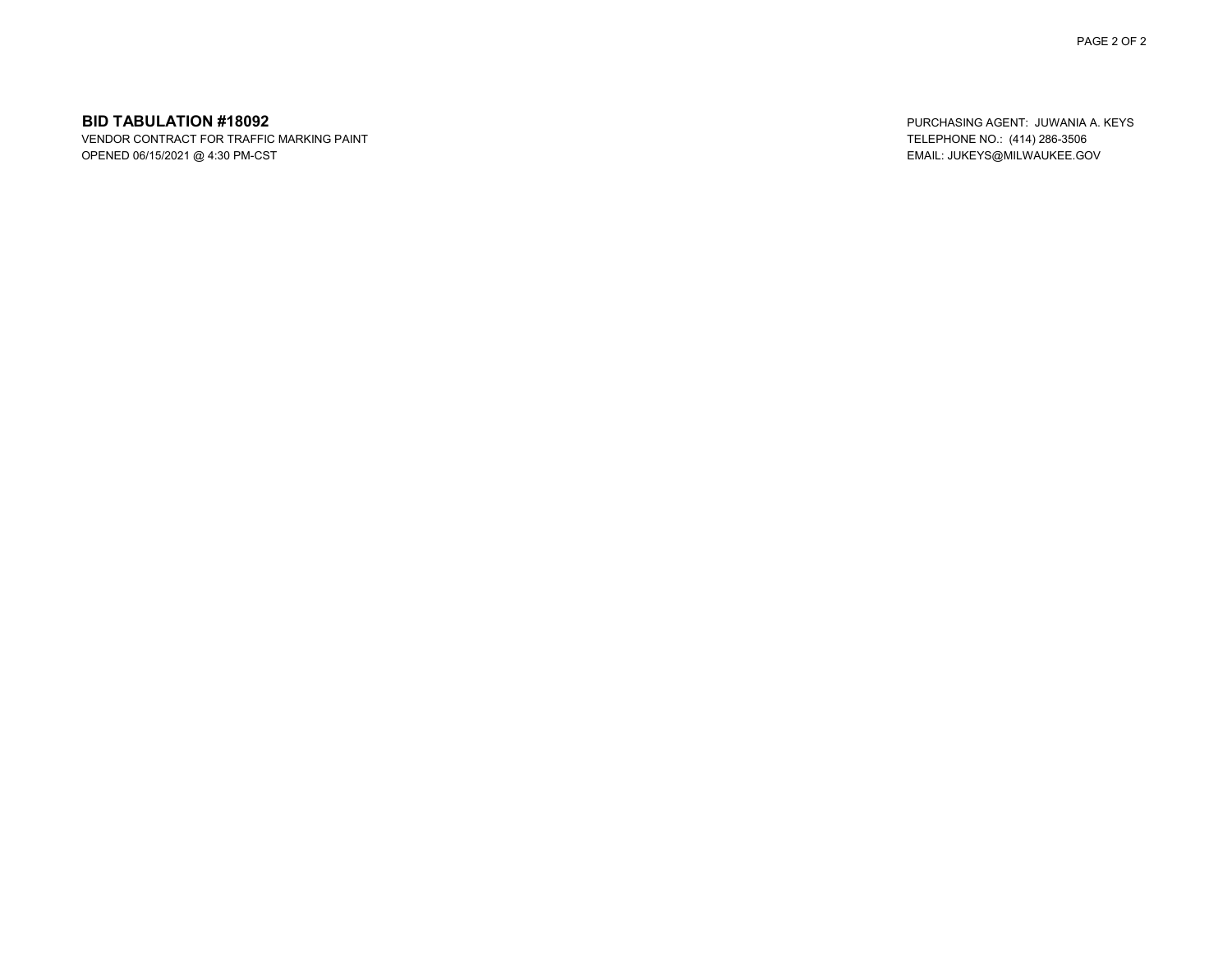## BID TABULATION #18092

VENDOR CONTRACT FOR TRAFFIC MARKING PAINT
OPENED 06/15/2021 @ 4:30 PM-CST

PURCHASING AGENT: JUWANIA A. KEYS
TELEPHONE NO.: (414) 286-3506
EMAIL: JUKEYS@MILWAUKEE.GOV